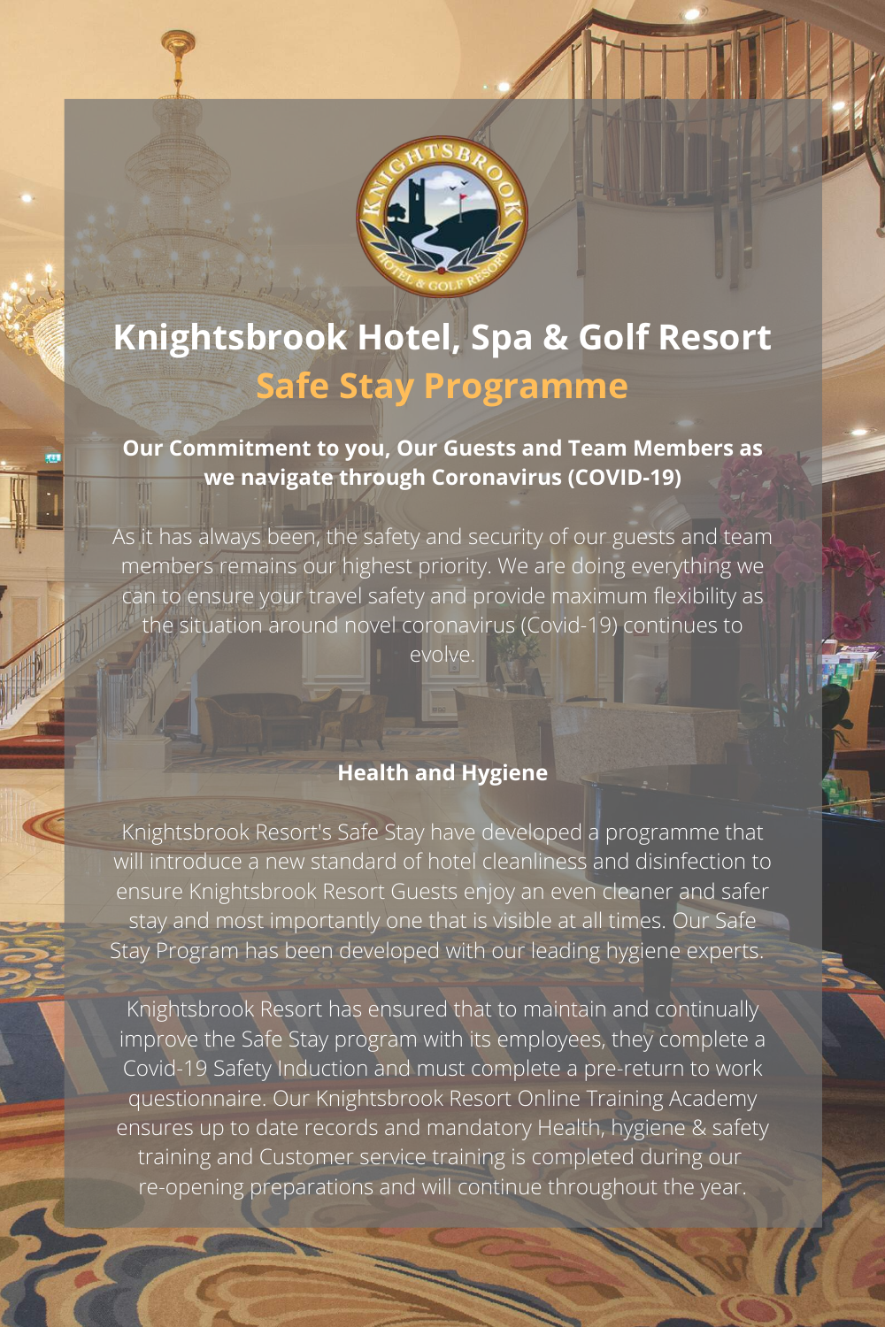# Knightsbrook Hotel, Spa & Golf Resort

## Safe Stay Programme

**Our Commitment to you, Our Guests and Team Members as we navigate through Coronavirus (COVID-19)**

As it has always been, the safety and security of our guests and team members remains our highest priority. We are doing everything we can to ensure your travel safety and provide maximum flexibility as the situation around novel coronavirus (Covid-19) continues to evolve.

**Health and Hygiene**

Knightsbrook Resort's Safe Stay have developed a programme that will introduce a new standard of hotel cleanliness and disinfection to ensure Knightsbrook Resort Guests enjoy an even cleaner and safer stay and most importantly one that is visible at all times. Our Safe Stay Program has been developed with our leading hygiene experts.

Knightsbrook Resort has ensured that to maintain and continually improve the Safe Stay program with its employees, they complete a Covid-19 Safety Induction and must complete a pre-return to work questionnaire. Our Knightsbrook Resort Online Training Academy ensures up to date records and mandatory Health, hygiene & safety training and Customer service training is completed during our re-opening preparations and will continue throughout the year.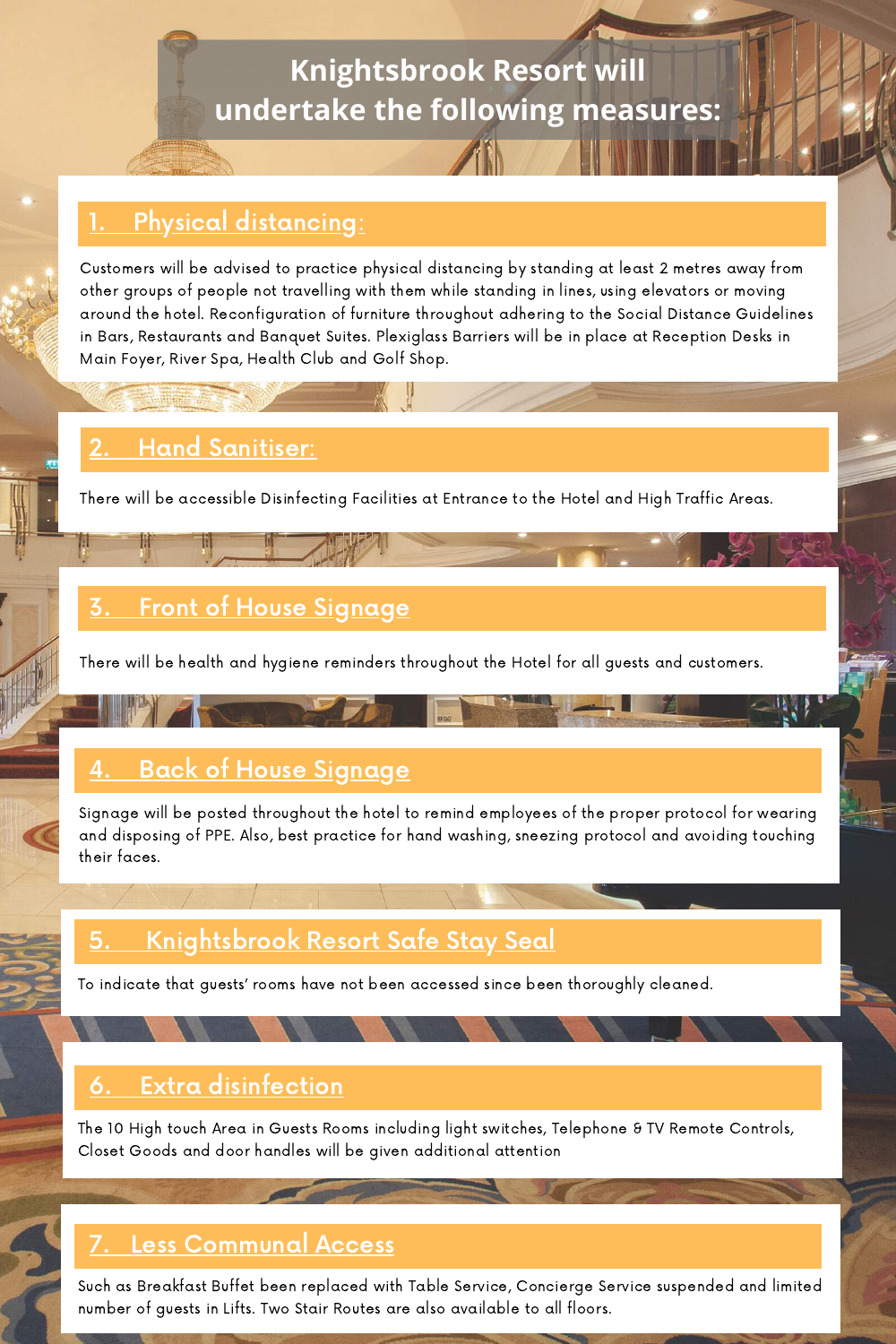# Knightsbrook Resort will undertake the following measures:

## 1. Physical distancing:

Customers will be advised to practice physical distancing by standing at least 2 metres away from other groups of people not travelling with them while standing in lines, using elevators or moving around the hotel. Reconfiguration of furniture throughout adhering to the Social Distance Guidelines in Bars, Restaurants and Banquet Suites. Plexiglass Barriers will be in place at Reception Desks in Main Foyer, River Spa, Health Club and Golf Shop.

## 2. Hand Sanitiser:

There will be accessible Disinfecting Facilities at Entrance to the Hotel and High Traffic Areas.

## 3. Front of House Signage

There will be health and hygiene reminders throughout the Hotel for all guests and customers.

## 4. Back of House Signage

Signage will be posted throughout the hotel to remind employees of the proper protocol for wearing and disposing of PPE. Also, best practice for hand washing, sneezing protocol and avoiding touching their faces.

## 5. Knightsbrook Resort Safe Stay Seal

To indicate that guests' rooms have not been accessed since been thoroughly cleaned.

## 6. Extra disinfection

The 10 High touch Area in Guests Rooms including light switches, Telephone & TV Remote Controls, Closet Goods and door handles will be given additional attention

## 7. Less Communal Access

Such as Breakfast Buffet been replaced with Table Service, Concierge Service suspended and limited number of guests in Lifts. Two Stair Routes are also available to all floors.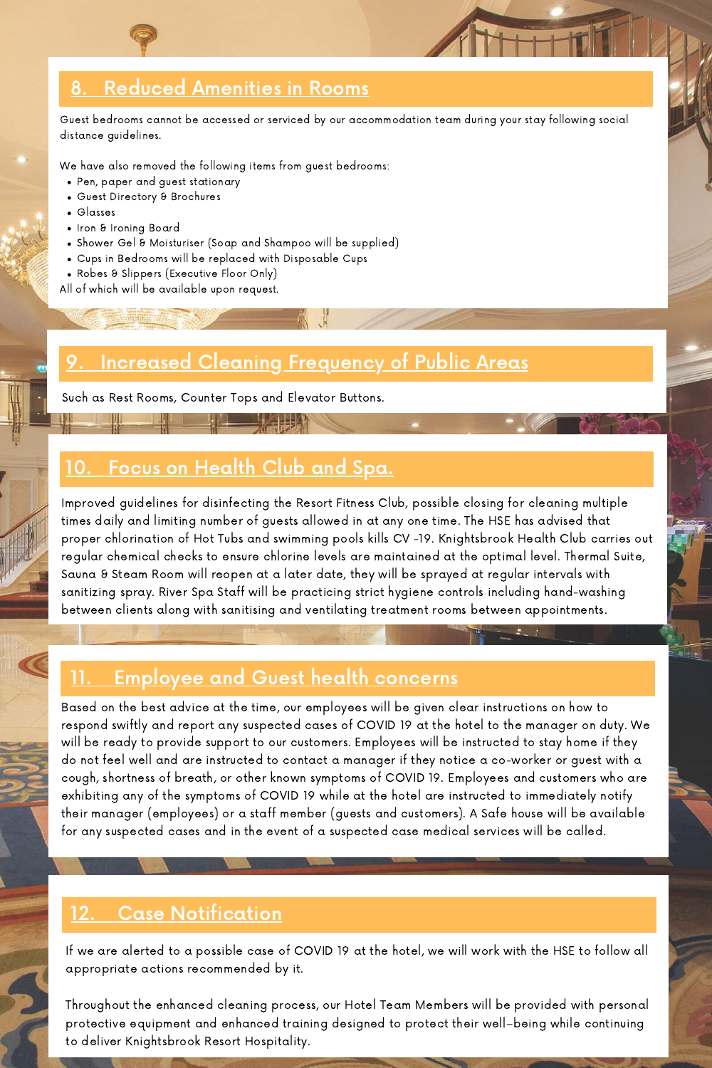## 8. Reduced Amenities in Rooms

Guest bedrooms cannot be accessed or serviced by our accommodation team during your stay following social distance guidelines.

We have also removed the following items from guest bedrooms:

- Pen, paper and guest stationary
- Guest Directory & Brochures
- Glasses
- Iron & Ironing Board
- Shower Gel & Moisturiser (Soap and Shampoo will be supplied)
- Cups in Bedrooms will be replaced with Disposable Cups
- Robes & Slippers (Executive Floor Only)

All of which will be available upon request.

## 9. Increased Cleaning Frequency of Public Areas

Such as Rest Rooms, Counter Tops and Elevator Buttons.

## 10. Focus on Health Club and Spa.

Improved guidelines for disinfecting the Resort Fitness Club, possible closing for cleaning multiple times daily and limiting number of guests allowed in at any one time. The HSE has advised that proper chlorination of Hot Tubs and swimming pools kills CV -19. Knightsbrook Health Club carries out regular chemical checks to ensure chlorine levels are maintained at the optimal level. Thermal Suite, Sauna & Steam Room will reopen at a later date, they will be sprayed at regular intervals with sanitizing spray. River Spa Staff will be practicing strict hygiene controls including hand-washing between clients along with sanitising and ventilating treatment rooms between appointments.

## 11. Employee and Guest health concerns

Based on the best advice at the time, our employees will be given clear instructions on how to respond swiftly and report any suspected cases of COVID 19 at the hotel to the manager on duty. We will be ready to provide support to our customers. Employees will be instructed to stay home if they do not feel well and are instructed to contact a manager if they notice a co-worker or guest with a cough, shortness of breath, or other known symptoms of COVID 19. Employees and customers who are exhibiting any of the symptoms of COVID 19 while at the hotel are instructed to immediately notify their manager (employees) or a staff member (guests and customers). A Safe house will be available for any suspected cases and in the event of a suspected case medical services will be called.

## 12. Case Notification

If we are alerted to a possible case of COVID 19 at the hotel, we will work with the HSE to follow all appropriate actions recommended by it.

Throughout the enhanced cleaning process, our Hotel Team Members will be provided with personal protective equipment and enhanced training designed to protect their well-being while continuing to deliver Knightsbrook Resort Hospitality.